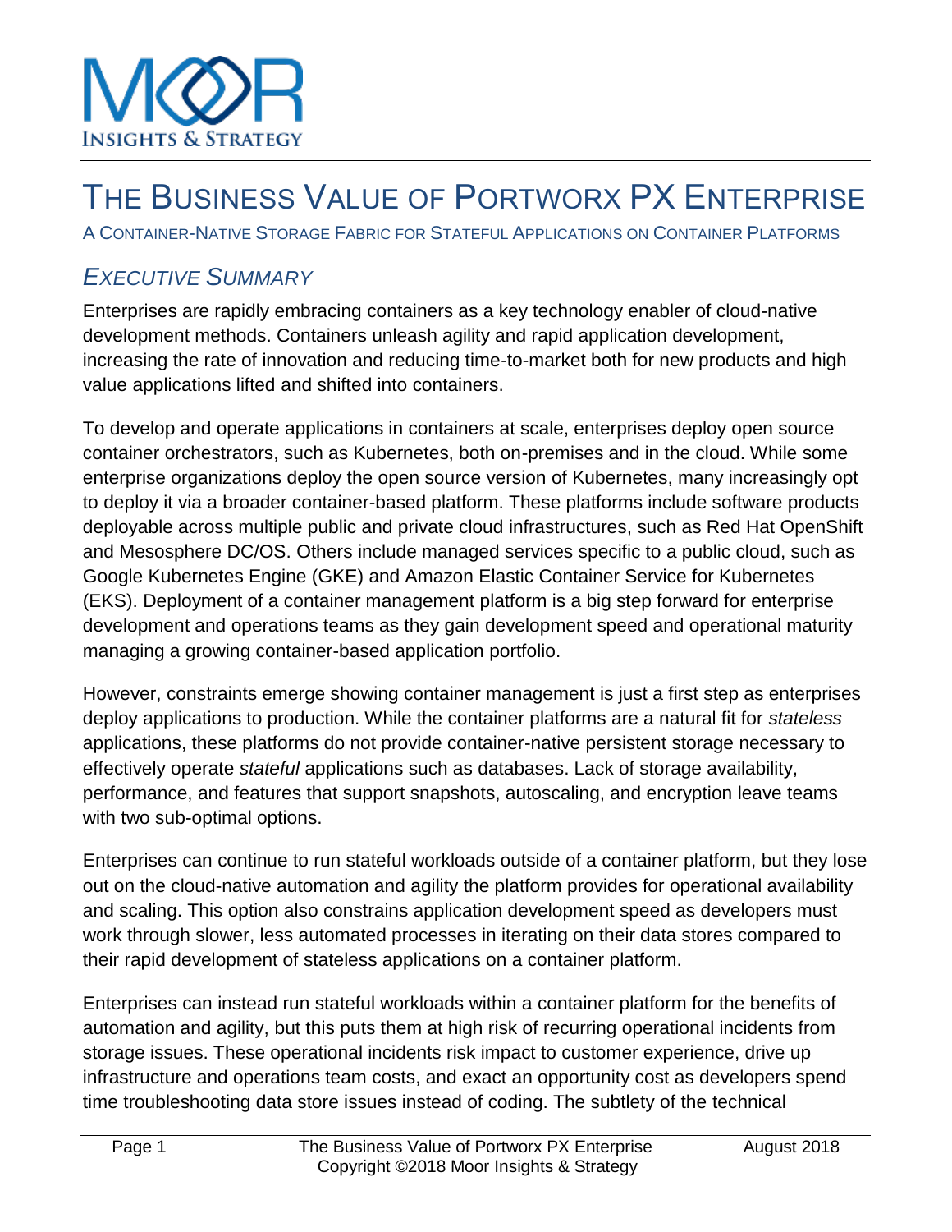# The Business Value of Portworx PX Enterprise

A Container-Native Storage Fabric for Stateful Applications on Container Platforms

## *Executive Summary*

Enterprises are rapidly embracing containers as a key technology enabler of cloud-native development methods. Containers unleash agility and rapid application development, increasing the rate of innovation and reducing time-to-market both for new products and high value applications lifted and shifted into containers.

To develop and operate applications in containers at scale, enterprises deploy open source container orchestrators, such as Kubernetes, both on-premises and in the cloud. While some enterprise organizations deploy the open source version of Kubernetes, many increasingly opt to deploy it via a broader container-based platform. These platforms include software products deployable across multiple public and private cloud infrastructures, such as Red Hat OpenShift and Mesosphere DC/OS. Others include managed services specific to a public cloud, such as Google Kubernetes Engine (GKE) and Amazon Elastic Container Service for Kubernetes (EKS). Deployment of a container management platform is a big step forward for enterprise development and operations teams as they gain development speed and operational maturity managing a growing container-based application portfolio.

However, constraints emerge showing container management is just a first step as enterprises deploy applications to production. While the container platforms are a natural fit for *stateless* applications, these platforms do not provide container-native persistent storage necessary to effectively operate *stateful* applications such as databases. Lack of storage availability, performance, and features that support snapshots, autoscaling, and encryption leave teams with two sub-optimal options.

Enterprises can continue to run stateful workloads outside of a container platform, but they lose out on the cloud-native automation and agility the platform provides for operational availability and scaling. This option also constrains application development speed as developers must work through slower, less automated processes in iterating on their data stores compared to their rapid development of stateless applications on a container platform.

Enterprises can instead run stateful workloads within a container platform for the benefits of automation and agility, but this puts them at high risk of recurring operational incidents from storage issues. These operational incidents risk impact to customer experience, drive up infrastructure and operations team costs, and exact an opportunity cost as developers spend time troubleshooting data store issues instead of coding. The subtlety of the technical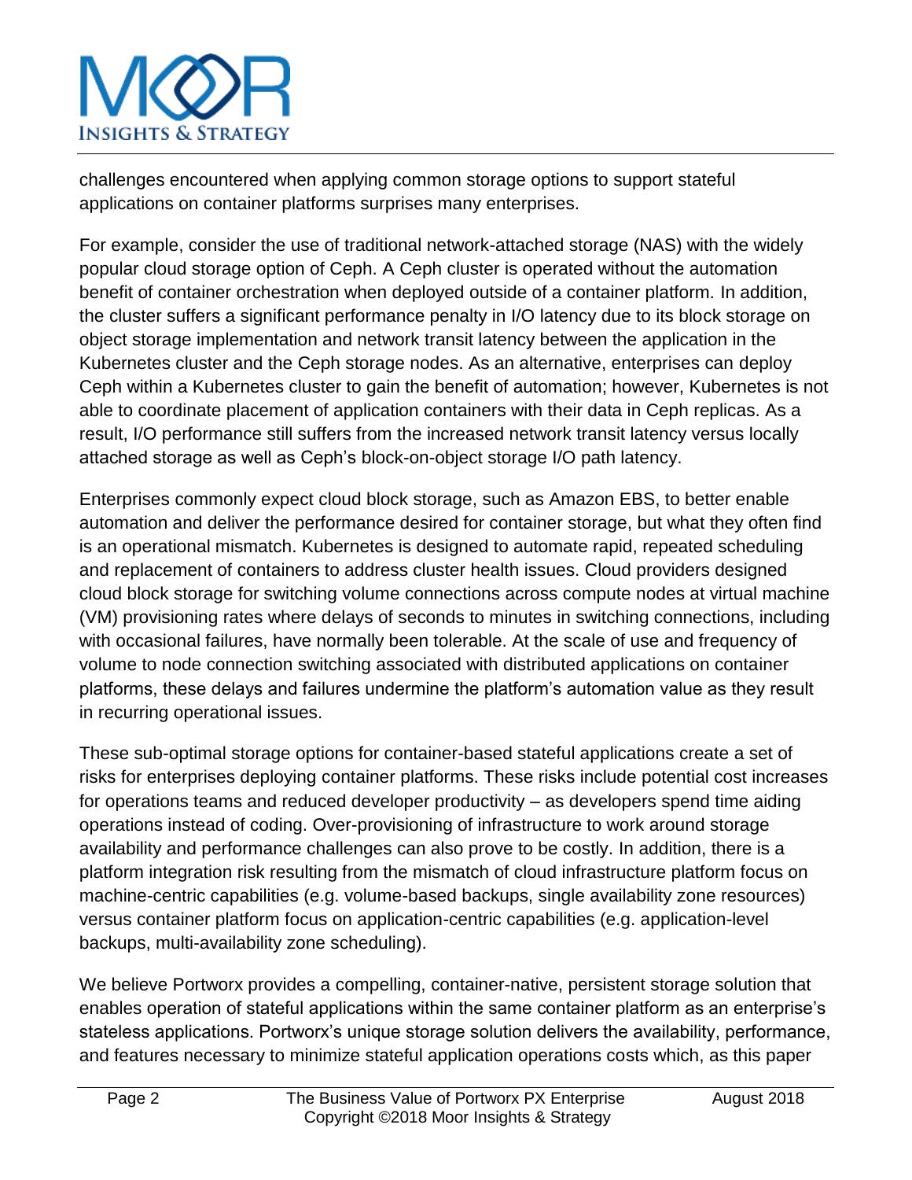challenges encountered when applying common storage options to support stateful applications on container platforms surprises many enterprises.

For example, consider the use of traditional network-attached storage (NAS) with the widely popular cloud storage option of Ceph. A Ceph cluster is operated without the automation benefit of container orchestration when deployed outside of a container platform. In addition, the cluster suffers a significant performance penalty in I/O latency due to its block storage on object storage implementation and network transit latency between the application in the Kubernetes cluster and the Ceph storage nodes. As an alternative, enterprises can deploy Ceph within a Kubernetes cluster to gain the benefit of automation; however, Kubernetes is not able to coordinate placement of application containers with their data in Ceph replicas. As a result, I/O performance still suffers from the increased network transit latency versus locally attached storage as well as Ceph's block-on-object storage I/O path latency.

Enterprises commonly expect cloud block storage, such as Amazon EBS, to better enable automation and deliver the performance desired for container storage, but what they often find is an operational mismatch. Kubernetes is designed to automate rapid, repeated scheduling and replacement of containers to address cluster health issues. Cloud providers designed cloud block storage for switching volume connections across compute nodes at virtual machine (VM) provisioning rates where delays of seconds to minutes in switching connections, including with occasional failures, have normally been tolerable. At the scale of use and frequency of volume to node connection switching associated with distributed applications on container platforms, these delays and failures undermine the platform's automation value as they result in recurring operational issues.

These sub-optimal storage options for container-based stateful applications create a set of risks for enterprises deploying container platforms. These risks include potential cost increases for operations teams and reduced developer productivity – as developers spend time aiding operations instead of coding. Over-provisioning of infrastructure to work around storage availability and performance challenges can also prove to be costly. In addition, there is a platform integration risk resulting from the mismatch of cloud infrastructure platform focus on machine-centric capabilities (e.g. volume-based backups, single availability zone resources) versus container platform focus on application-centric capabilities (e.g. application-level backups, multi-availability zone scheduling).

We believe Portworx provides a compelling, container-native, persistent storage solution that enables operation of stateful applications within the same container platform as an enterprise's stateless applications. Portworx's unique storage solution delivers the availability, performance, and features necessary to minimize stateful application operations costs which, as this paper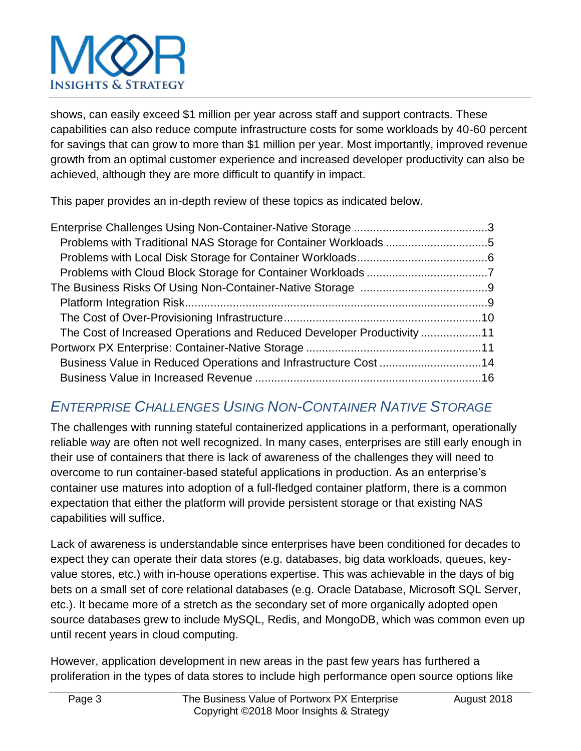shows, can easily exceed $1 million per year across staff and support contracts. These capabilities can also reduce compute infrastructure costs for some workloads by 40-60 percent for savings that can grow to more than $1 million per year. Most importantly, improved revenue growth from an optimal customer experience and increased developer productivity can also be achieved, although they are more difficult to quantify in impact.

This paper provides an in-depth review of these topics as indicated below.

- Enterprise Challenges Using Non-Container-Native Storage ..........................................3
  - Problems with Traditional NAS Storage for Container Workloads ................................5
  - Problems with Local Disk Storage for Container Workloads.........................................6
  - Problems with Cloud Block Storage for Container Workloads ......................................7
- The Business Risks Of Using Non-Container-Native Storage ........................................9
  - Platform Integration Risk...............................................................................................9
  - The Cost of Over-Provisioning Infrastructure.............................................................10
  - The Cost of Increased Operations and Reduced Developer Productivity ...................11
- Portworx PX Enterprise: Container-Native Storage .......................................................11
  - Business Value in Reduced Operations and Infrastructure Cost ................................14
  - Business Value in Increased Revenue .......................................................................16

## *Enterprise Challenges Using Non-Container Native Storage*

The challenges with running stateful containerized applications in a performant, operationally reliable way are often not well recognized. In many cases, enterprises are still early enough in their use of containers that there is lack of awareness of the challenges they will need to overcome to run container-based stateful applications in production. As an enterprise's container use matures into adoption of a full-fledged container platform, there is a common expectation that either the platform will provide persistent storage or that existing NAS capabilities will suffice.

Lack of awareness is understandable since enterprises have been conditioned for decades to expect they can operate their data stores (e.g. databases, big data workloads, queues, key-value stores, etc.) with in-house operations expertise. This was achievable in the days of big bets on a small set of core relational databases (e.g. Oracle Database, Microsoft SQL Server, etc.). It became more of a stretch as the secondary set of more organically adopted open source databases grew to include MySQL, Redis, and MongoDB, which was common even up until recent years in cloud computing.

However, application development in new areas in the past few years has furthered a proliferation in the types of data stores to include high performance open source options like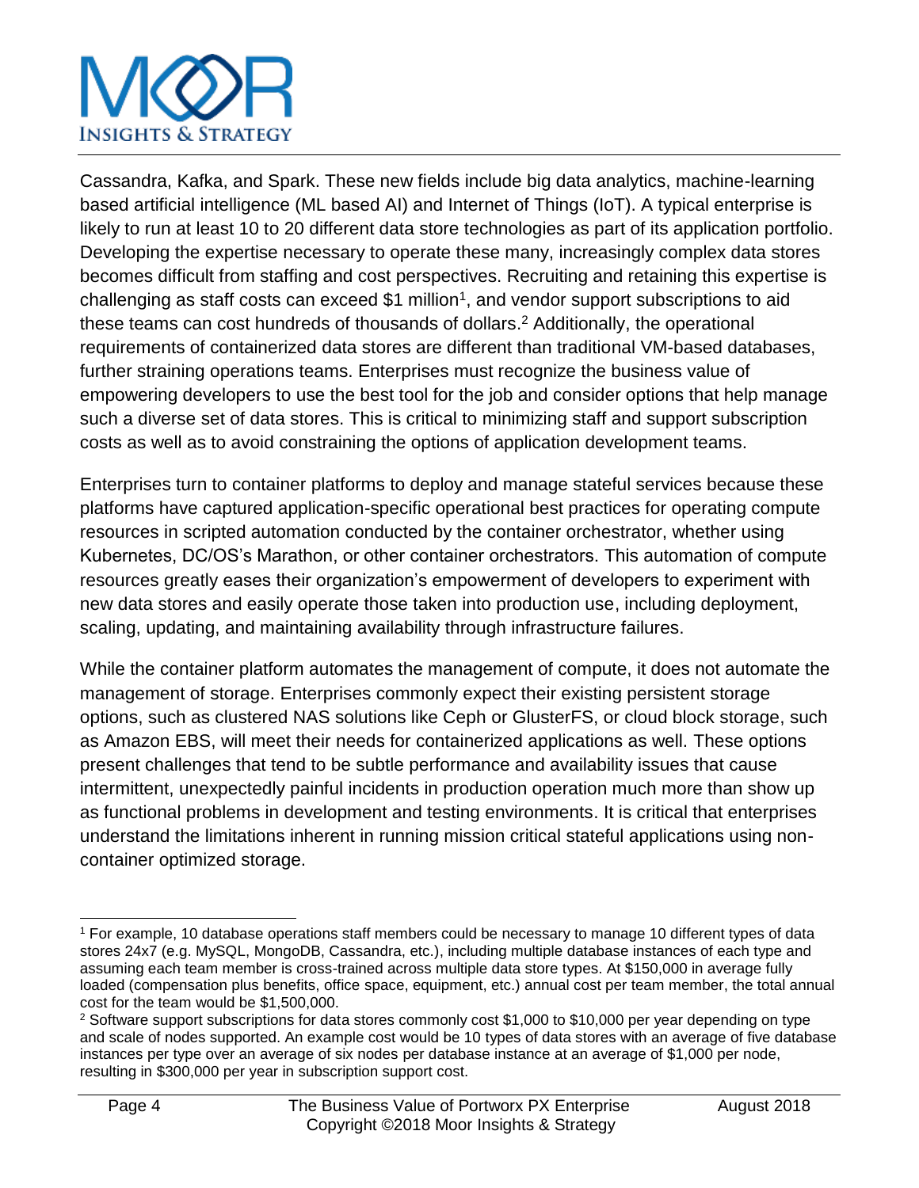Cassandra, Kafka, and Spark. These new fields include big data analytics, machine-learning based artificial intelligence (ML based AI) and Internet of Things (IoT). A typical enterprise is likely to run at least 10 to 20 different data store technologies as part of its application portfolio. Developing the expertise necessary to operate these many, increasingly complex data stores becomes difficult from staffing and cost perspectives. Recruiting and retaining this expertise is challenging as staff costs can exceed $1 million[1], and vendor support subscriptions to aid these teams can cost hundreds of thousands of dollars.[2] Additionally, the operational requirements of containerized data stores are different than traditional VM-based databases, further straining operations teams. Enterprises must recognize the business value of empowering developers to use the best tool for the job and consider options that help manage such a diverse set of data stores. This is critical to minimizing staff and support subscription costs as well as to avoid constraining the options of application development teams.

Enterprises turn to container platforms to deploy and manage stateful services because these platforms have captured application-specific operational best practices for operating compute resources in scripted automation conducted by the container orchestrator, whether using Kubernetes, DC/OS's Marathon, or other container orchestrators. This automation of compute resources greatly eases their organization's empowerment of developers to experiment with new data stores and easily operate those taken into production use, including deployment, scaling, updating, and maintaining availability through infrastructure failures.

While the container platform automates the management of compute, it does not automate the management of storage. Enterprises commonly expect their existing persistent storage options, such as clustered NAS solutions like Ceph or GlusterFS, or cloud block storage, such as Amazon EBS, will meet their needs for containerized applications as well. These options present challenges that tend to be subtle performance and availability issues that cause intermittent, unexpectedly painful incidents in production operation much more than show up as functional problems in development and testing environments. It is critical that enterprises understand the limitations inherent in running mission critical stateful applications using non-container optimized storage.

---

[1] For example, 10 database operations staff members could be necessary to manage 10 different types of data stores 24x7 (e.g. MySQL, MongoDB, Cassandra, etc.), including multiple database instances of each type and assuming each team member is cross-trained across multiple data store types. At $150,000 in average fully loaded (compensation plus benefits, office space, equipment, etc.) annual cost per team member, the total annual cost for the team would be $1,500,000.

[2] Software support subscriptions for data stores commonly cost $1,000 to $10,000 per year depending on type and scale of nodes supported. An example cost would be 10 types of data stores with an average of five database instances per type over an average of six nodes per database instance at an average of $1,000 per node, resulting in $300,000 per year in subscription support cost.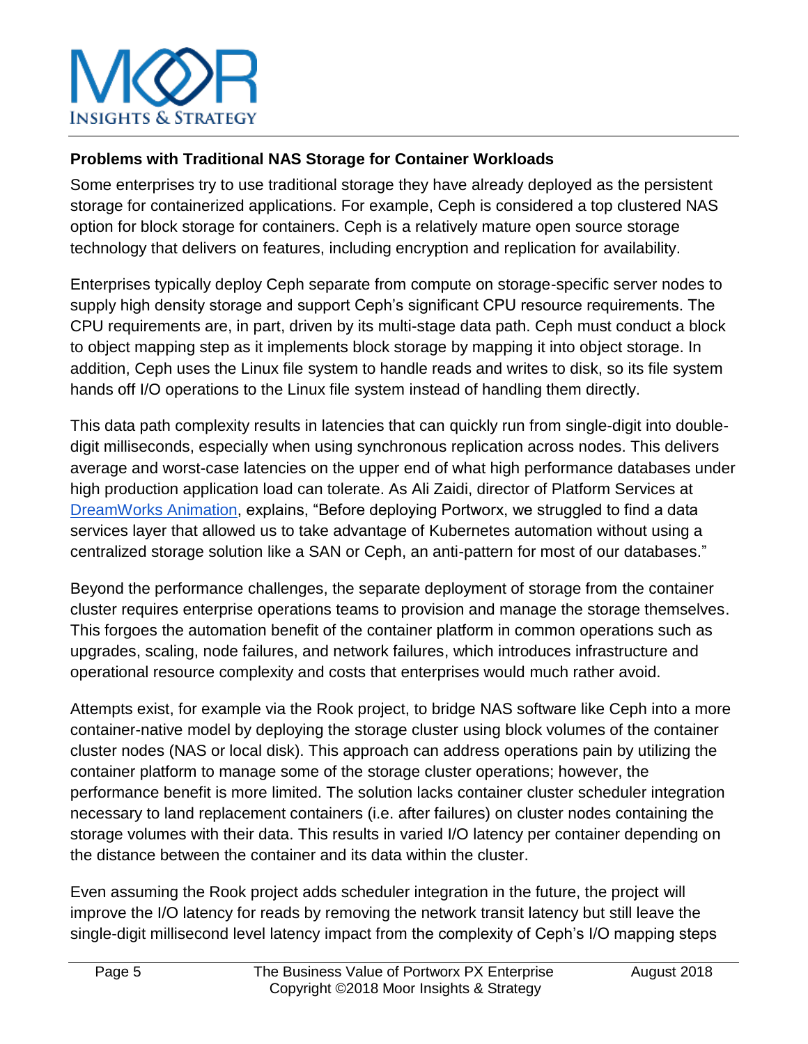**Problems with Traditional NAS Storage for Container Workloads**

Some enterprises try to use traditional storage they have already deployed as the persistent storage for containerized applications. For example, Ceph is considered a top clustered NAS option for block storage for containers. Ceph is a relatively mature open source storage technology that delivers on features, including encryption and replication for availability.

Enterprises typically deploy Ceph separate from compute on storage-specific server nodes to supply high density storage and support Ceph's significant CPU resource requirements. The CPU requirements are, in part, driven by its multi-stage data path. Ceph must conduct a block to object mapping step as it implements block storage by mapping it into object storage. In addition, Ceph uses the Linux file system to handle reads and writes to disk, so its file system hands off I/O operations to the Linux file system instead of handling them directly.

This data path complexity results in latencies that can quickly run from single-digit into double-digit milliseconds, especially when using synchronous replication across nodes. This delivers average and worst-case latencies on the upper end of what high performance databases under high production application load can tolerate. As Ali Zaidi, director of Platform Services at DreamWorks Animation, explains, "Before deploying Portworx, we struggled to find a data services layer that allowed us to take advantage of Kubernetes automation without using a centralized storage solution like a SAN or Ceph, an anti-pattern for most of our databases."

Beyond the performance challenges, the separate deployment of storage from the container cluster requires enterprise operations teams to provision and manage the storage themselves. This forgoes the automation benefit of the container platform in common operations such as upgrades, scaling, node failures, and network failures, which introduces infrastructure and operational resource complexity and costs that enterprises would much rather avoid.

Attempts exist, for example via the Rook project, to bridge NAS software like Ceph into a more container-native model by deploying the storage cluster using block volumes of the container cluster nodes (NAS or local disk). This approach can address operations pain by utilizing the container platform to manage some of the storage cluster operations; however, the performance benefit is more limited. The solution lacks container cluster scheduler integration necessary to land replacement containers (i.e. after failures) on cluster nodes containing the storage volumes with their data. This results in varied I/O latency per container depending on the distance between the container and its data within the cluster.

Even assuming the Rook project adds scheduler integration in the future, the project will improve the I/O latency for reads by removing the network transit latency but still leave the single-digit millisecond level latency impact from the complexity of Ceph's I/O mapping steps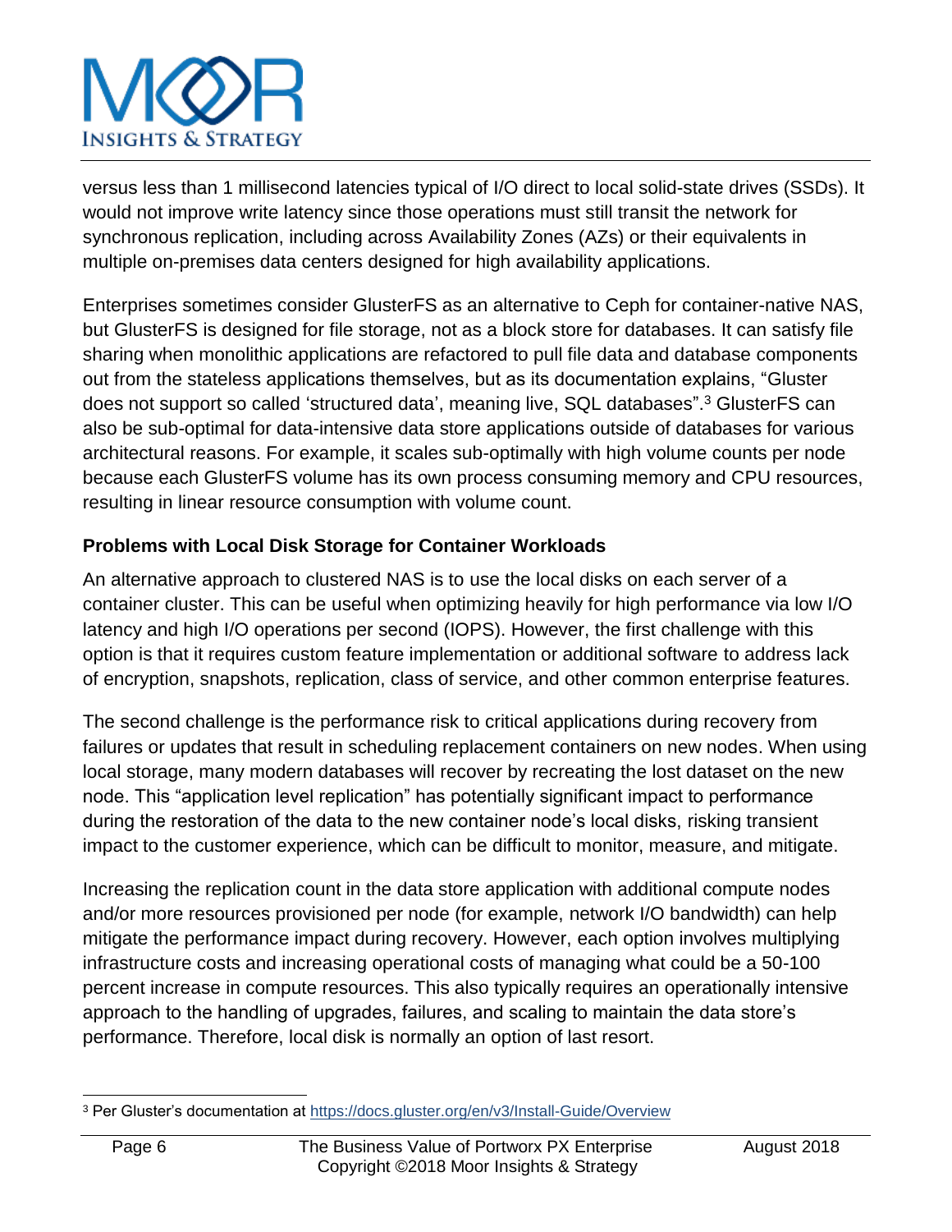versus less than 1 millisecond latencies typical of I/O direct to local solid-state drives (SSDs). It would not improve write latency since those operations must still transit the network for synchronous replication, including across Availability Zones (AZs) or their equivalents in multiple on-premises data centers designed for high availability applications.

Enterprises sometimes consider GlusterFS as an alternative to Ceph for container-native NAS, but GlusterFS is designed for file storage, not as a block store for databases. It can satisfy file sharing when monolithic applications are refactored to pull file data and database components out from the stateless applications themselves, but as its documentation explains, "Gluster does not support so called 'structured data', meaning live, SQL databases".[3] GlusterFS can also be sub-optimal for data-intensive data store applications outside of databases for various architectural reasons. For example, it scales sub-optimally with high volume counts per node because each GlusterFS volume has its own process consuming memory and CPU resources, resulting in linear resource consumption with volume count.

### Problems with Local Disk Storage for Container Workloads

An alternative approach to clustered NAS is to use the local disks on each server of a container cluster. This can be useful when optimizing heavily for high performance via low I/O latency and high I/O operations per second (IOPS). However, the first challenge with this option is that it requires custom feature implementation or additional software to address lack of encryption, snapshots, replication, class of service, and other common enterprise features.

The second challenge is the performance risk to critical applications during recovery from failures or updates that result in scheduling replacement containers on new nodes. When using local storage, many modern databases will recover by recreating the lost dataset on the new node. This "application level replication" has potentially significant impact to performance during the restoration of the data to the new container node's local disks, risking transient impact to the customer experience, which can be difficult to monitor, measure, and mitigate.

Increasing the replication count in the data store application with additional compute nodes and/or more resources provisioned per node (for example, network I/O bandwidth) can help mitigate the performance impact during recovery. However, each option involves multiplying infrastructure costs and increasing operational costs of managing what could be a 50-100 percent increase in compute resources. This also typically requires an operationally intensive approach to the handling of upgrades, failures, and scaling to maintain the data store's performance. Therefore, local disk is normally an option of last resort.

---

[3] Per Gluster's documentation at https://docs.gluster.org/en/v3/Install-Guide/Overview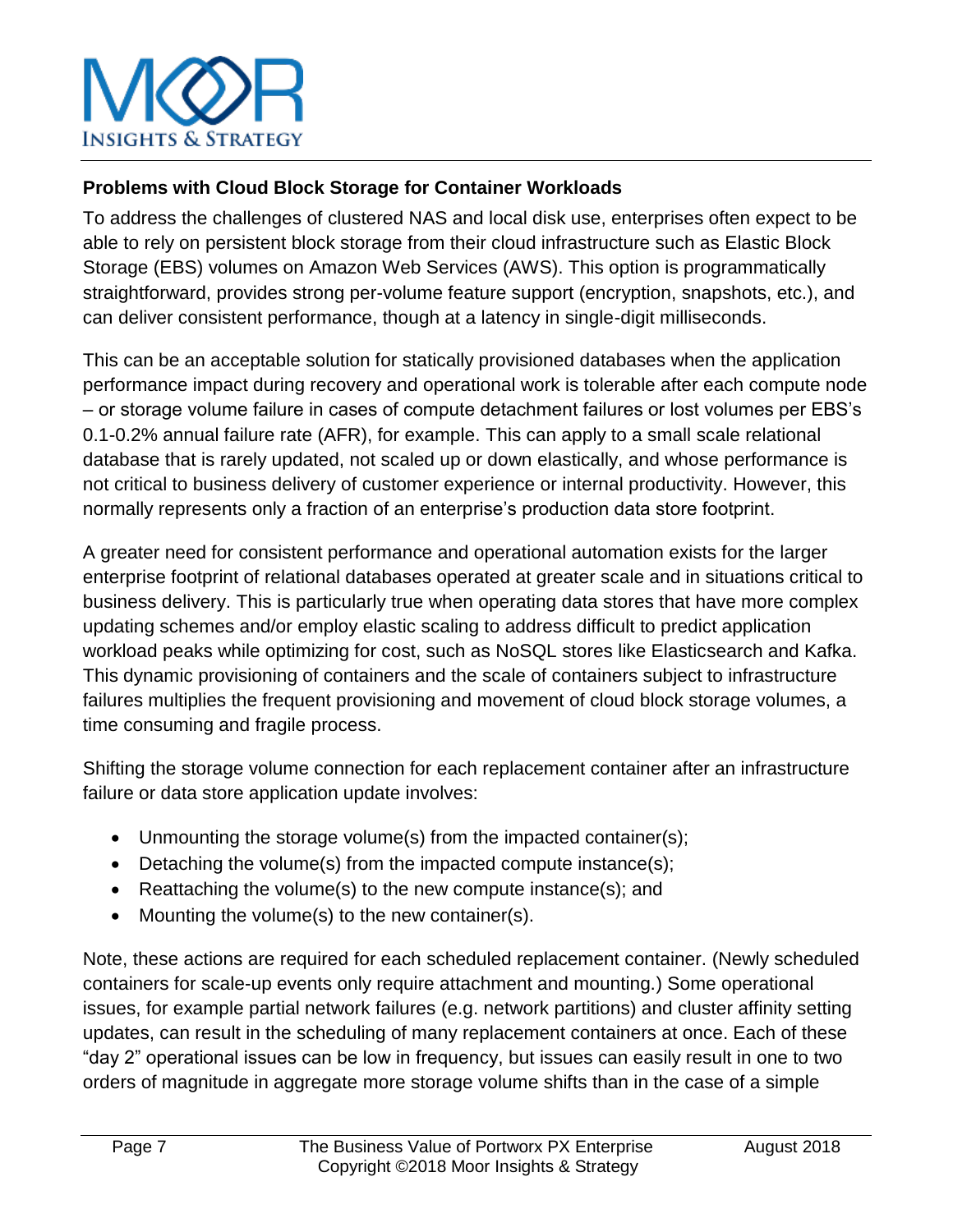### Problems with Cloud Block Storage for Container Workloads

To address the challenges of clustered NAS and local disk use, enterprises often expect to be able to rely on persistent block storage from their cloud infrastructure such as Elastic Block Storage (EBS) volumes on Amazon Web Services (AWS). This option is programmatically straightforward, provides strong per-volume feature support (encryption, snapshots, etc.), and can deliver consistent performance, though at a latency in single-digit milliseconds.

This can be an acceptable solution for statically provisioned databases when the application performance impact during recovery and operational work is tolerable after each compute node – or storage volume failure in cases of compute detachment failures or lost volumes per EBS's 0.1-0.2% annual failure rate (AFR), for example. This can apply to a small scale relational database that is rarely updated, not scaled up or down elastically, and whose performance is not critical to business delivery of customer experience or internal productivity. However, this normally represents only a fraction of an enterprise's production data store footprint.

A greater need for consistent performance and operational automation exists for the larger enterprise footprint of relational databases operated at greater scale and in situations critical to business delivery. This is particularly true when operating data stores that have more complex updating schemes and/or employ elastic scaling to address difficult to predict application workload peaks while optimizing for cost, such as NoSQL stores like Elasticsearch and Kafka. This dynamic provisioning of containers and the scale of containers subject to infrastructure failures multiplies the frequent provisioning and movement of cloud block storage volumes, a time consuming and fragile process.

Shifting the storage volume connection for each replacement container after an infrastructure failure or data store application update involves:

- Unmounting the storage volume(s) from the impacted container(s);
- Detaching the volume(s) from the impacted compute instance(s);
- Reattaching the volume(s) to the new compute instance(s); and
- Mounting the volume(s) to the new container(s).

Note, these actions are required for each scheduled replacement container. (Newly scheduled containers for scale-up events only require attachment and mounting.) Some operational issues, for example partial network failures (e.g. network partitions) and cluster affinity setting updates, can result in the scheduling of many replacement containers at once. Each of these "day 2" operational issues can be low in frequency, but issues can easily result in one to two orders of magnitude in aggregate more storage volume shifts than in the case of a simple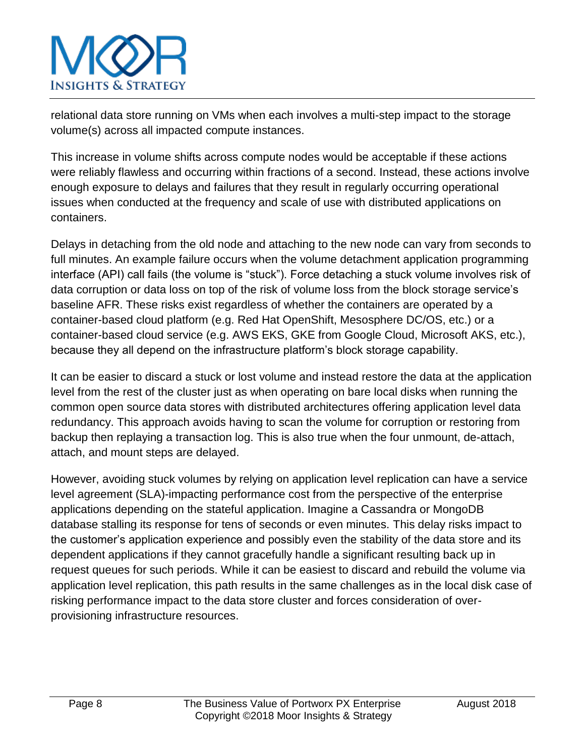relational data store running on VMs when each involves a multi-step impact to the storage volume(s) across all impacted compute instances.

This increase in volume shifts across compute nodes would be acceptable if these actions were reliably flawless and occurring within fractions of a second. Instead, these actions involve enough exposure to delays and failures that they result in regularly occurring operational issues when conducted at the frequency and scale of use with distributed applications on containers.

Delays in detaching from the old node and attaching to the new node can vary from seconds to full minutes. An example failure occurs when the volume detachment application programming interface (API) call fails (the volume is "stuck"). Force detaching a stuck volume involves risk of data corruption or data loss on top of the risk of volume loss from the block storage service's baseline AFR. These risks exist regardless of whether the containers are operated by a container-based cloud platform (e.g. Red Hat OpenShift, Mesosphere DC/OS, etc.) or a container-based cloud service (e.g. AWS EKS, GKE from Google Cloud, Microsoft AKS, etc.), because they all depend on the infrastructure platform's block storage capability.

It can be easier to discard a stuck or lost volume and instead restore the data at the application level from the rest of the cluster just as when operating on bare local disks when running the common open source data stores with distributed architectures offering application level data redundancy. This approach avoids having to scan the volume for corruption or restoring from backup then replaying a transaction log. This is also true when the four unmount, de-attach, attach, and mount steps are delayed.

However, avoiding stuck volumes by relying on application level replication can have a service level agreement (SLA)-impacting performance cost from the perspective of the enterprise applications depending on the stateful application. Imagine a Cassandra or MongoDB database stalling its response for tens of seconds or even minutes. This delay risks impact to the customer's application experience and possibly even the stability of the data store and its dependent applications if they cannot gracefully handle a significant resulting back up in request queues for such periods. While it can be easiest to discard and rebuild the volume via application level replication, this path results in the same challenges as in the local disk case of risking performance impact to the data store cluster and forces consideration of over-provisioning infrastructure resources.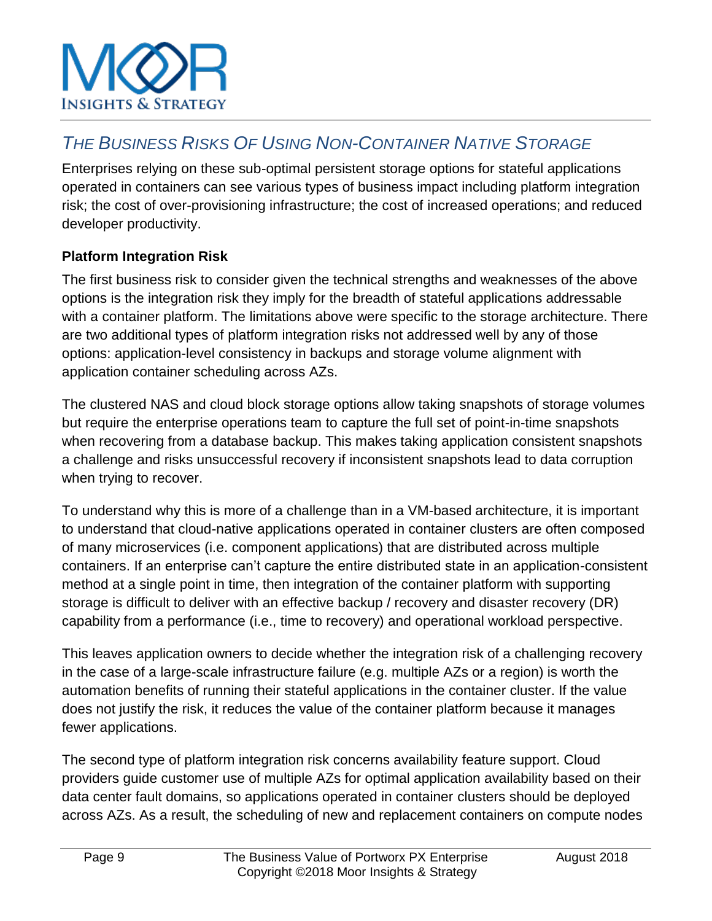## *The Business Risks Of Using Non-Container Native Storage*

Enterprises relying on these sub-optimal persistent storage options for stateful applications operated in containers can see various types of business impact including platform integration risk; the cost of over-provisioning infrastructure; the cost of increased operations; and reduced developer productivity.

**Platform Integration Risk**

The first business risk to consider given the technical strengths and weaknesses of the above options is the integration risk they imply for the breadth of stateful applications addressable with a container platform. The limitations above were specific to the storage architecture. There are two additional types of platform integration risks not addressed well by any of those options: application-level consistency in backups and storage volume alignment with application container scheduling across AZs.

The clustered NAS and cloud block storage options allow taking snapshots of storage volumes but require the enterprise operations team to capture the full set of point-in-time snapshots when recovering from a database backup. This makes taking application consistent snapshots a challenge and risks unsuccessful recovery if inconsistent snapshots lead to data corruption when trying to recover.

To understand why this is more of a challenge than in a VM-based architecture, it is important to understand that cloud-native applications operated in container clusters are often composed of many microservices (i.e. component applications) that are distributed across multiple containers. If an enterprise can't capture the entire distributed state in an application-consistent method at a single point in time, then integration of the container platform with supporting storage is difficult to deliver with an effective backup / recovery and disaster recovery (DR) capability from a performance (i.e., time to recovery) and operational workload perspective.

This leaves application owners to decide whether the integration risk of a challenging recovery in the case of a large-scale infrastructure failure (e.g. multiple AZs or a region) is worth the automation benefits of running their stateful applications in the container cluster. If the value does not justify the risk, it reduces the value of the container platform because it manages fewer applications.

The second type of platform integration risk concerns availability feature support. Cloud providers guide customer use of multiple AZs for optimal application availability based on their data center fault domains, so applications operated in container clusters should be deployed across AZs. As a result, the scheduling of new and replacement containers on compute nodes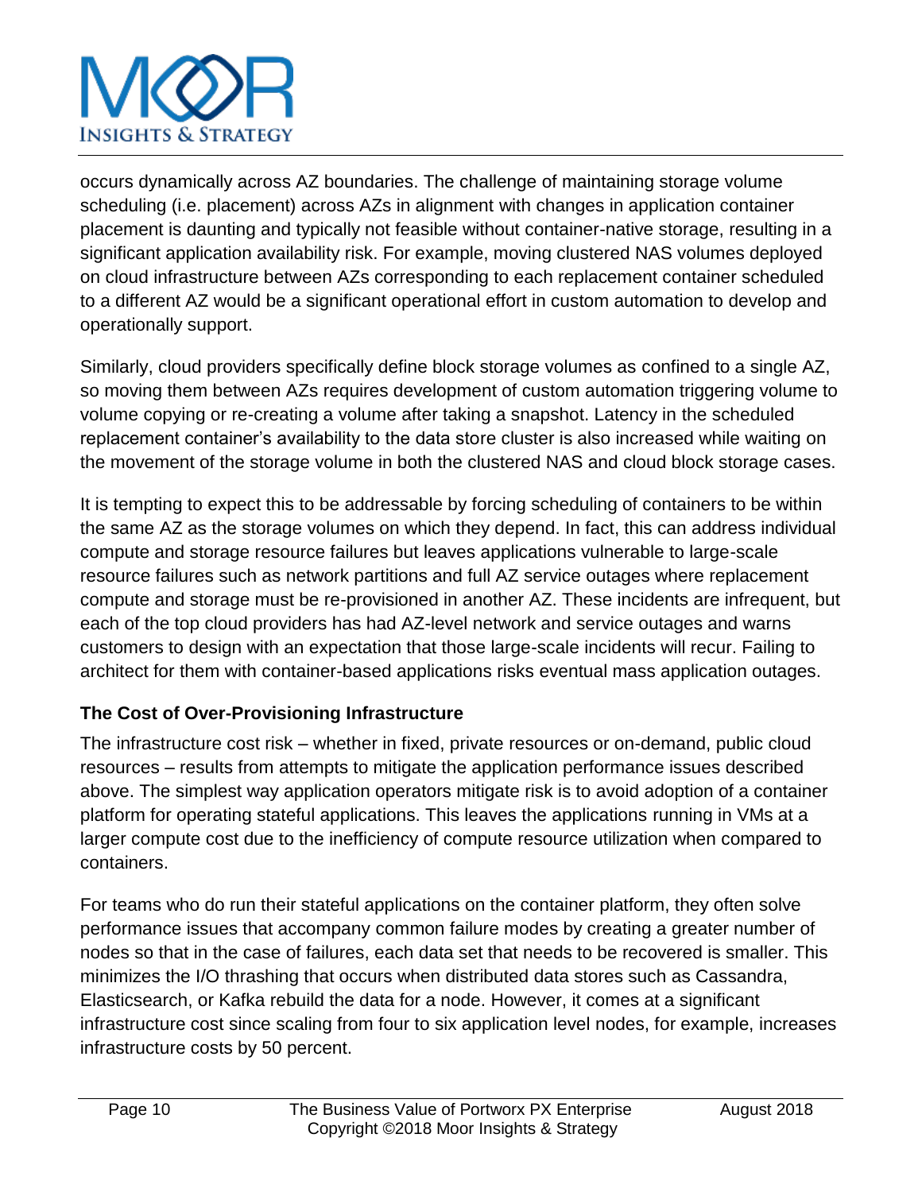occurs dynamically across AZ boundaries. The challenge of maintaining storage volume scheduling (i.e. placement) across AZs in alignment with changes in application container placement is daunting and typically not feasible without container-native storage, resulting in a significant application availability risk. For example, moving clustered NAS volumes deployed on cloud infrastructure between AZs corresponding to each replacement container scheduled to a different AZ would be a significant operational effort in custom automation to develop and operationally support.

Similarly, cloud providers specifically define block storage volumes as confined to a single AZ, so moving them between AZs requires development of custom automation triggering volume to volume copying or re-creating a volume after taking a snapshot. Latency in the scheduled replacement container's availability to the data store cluster is also increased while waiting on the movement of the storage volume in both the clustered NAS and cloud block storage cases.

It is tempting to expect this to be addressable by forcing scheduling of containers to be within the same AZ as the storage volumes on which they depend. In fact, this can address individual compute and storage resource failures but leaves applications vulnerable to large-scale resource failures such as network partitions and full AZ service outages where replacement compute and storage must be re-provisioned in another AZ. These incidents are infrequent, but each of the top cloud providers has had AZ-level network and service outages and warns customers to design with an expectation that those large-scale incidents will recur. Failing to architect for them with container-based applications risks eventual mass application outages.

### The Cost of Over-Provisioning Infrastructure

The infrastructure cost risk – whether in fixed, private resources or on-demand, public cloud resources – results from attempts to mitigate the application performance issues described above. The simplest way application operators mitigate risk is to avoid adoption of a container platform for operating stateful applications. This leaves the applications running in VMs at a larger compute cost due to the inefficiency of compute resource utilization when compared to containers.

For teams who do run their stateful applications on the container platform, they often solve performance issues that accompany common failure modes by creating a greater number of nodes so that in the case of failures, each data set that needs to be recovered is smaller. This minimizes the I/O thrashing that occurs when distributed data stores such as Cassandra, Elasticsearch, or Kafka rebuild the data for a node. However, it comes at a significant infrastructure cost since scaling from four to six application level nodes, for example, increases infrastructure costs by 50 percent.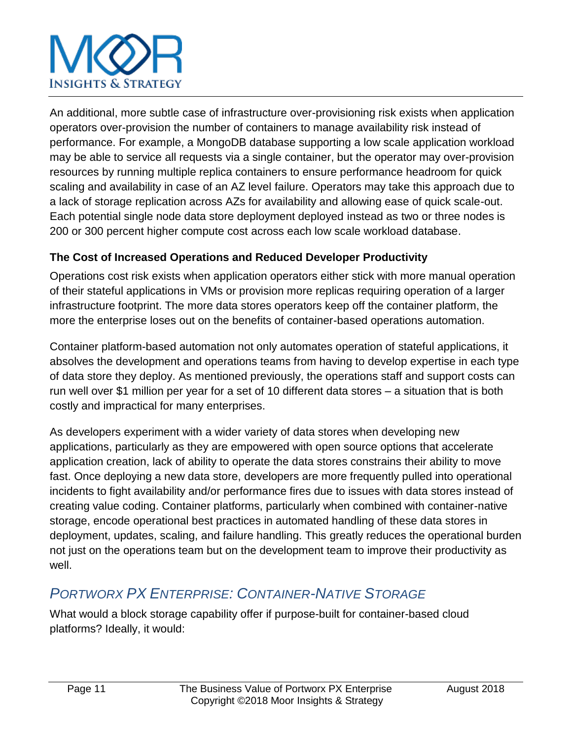An additional, more subtle case of infrastructure over-provisioning risk exists when application operators over-provision the number of containers to manage availability risk instead of performance. For example, a MongoDB database supporting a low scale application workload may be able to service all requests via a single container, but the operator may over-provision resources by running multiple replica containers to ensure performance headroom for quick scaling and availability in case of an AZ level failure. Operators may take this approach due to a lack of storage replication across AZs for availability and allowing ease of quick scale-out. Each potential single node data store deployment deployed instead as two or three nodes is 200 or 300 percent higher compute cost across each low scale workload database.

### The Cost of Increased Operations and Reduced Developer Productivity

Operations cost risk exists when application operators either stick with more manual operation of their stateful applications in VMs or provision more replicas requiring operation of a larger infrastructure footprint. The more data stores operators keep off the container platform, the more the enterprise loses out on the benefits of container-based operations automation.

Container platform-based automation not only automates operation of stateful applications, it absolves the development and operations teams from having to develop expertise in each type of data store they deploy. As mentioned previously, the operations staff and support costs can run well over $1 million per year for a set of 10 different data stores – a situation that is both costly and impractical for many enterprises.

As developers experiment with a wider variety of data stores when developing new applications, particularly as they are empowered with open source options that accelerate application creation, lack of ability to operate the data stores constrains their ability to move fast. Once deploying a new data store, developers are more frequently pulled into operational incidents to fight availability and/or performance fires due to issues with data stores instead of creating value coding. Container platforms, particularly when combined with container-native storage, encode operational best practices in automated handling of these data stores in deployment, updates, scaling, and failure handling. This greatly reduces the operational burden not just on the operations team but on the development team to improve their productivity as well.

## *Portworx PX Enterprise: Container-Native Storage*

What would a block storage capability offer if purpose-built for container-based cloud platforms? Ideally, it would: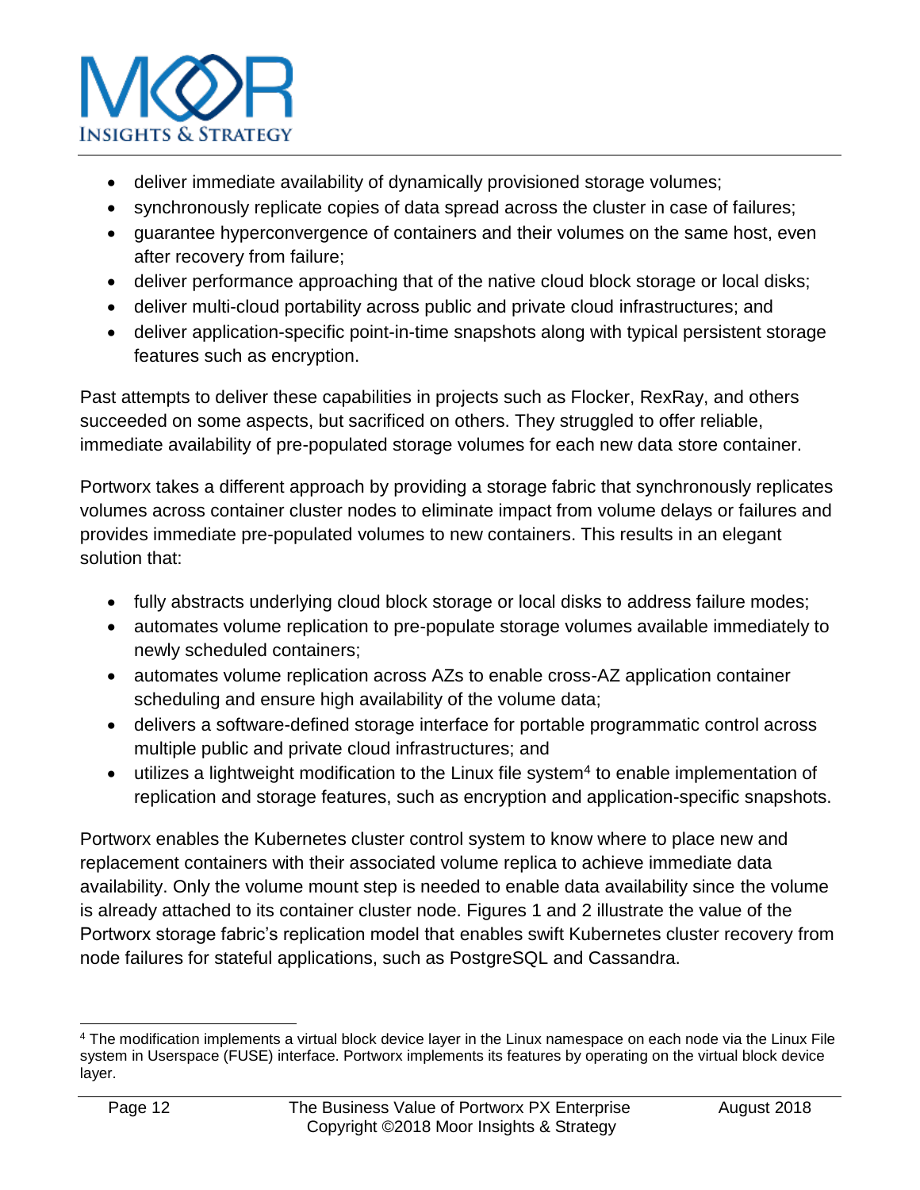- deliver immediate availability of dynamically provisioned storage volumes;
- synchronously replicate copies of data spread across the cluster in case of failures;
- guarantee hyperconvergence of containers and their volumes on the same host, even after recovery from failure;
- deliver performance approaching that of the native cloud block storage or local disks;
- deliver multi-cloud portability across public and private cloud infrastructures; and
- deliver application-specific point-in-time snapshots along with typical persistent storage features such as encryption.

Past attempts to deliver these capabilities in projects such as Flocker, RexRay, and others succeeded on some aspects, but sacrificed on others. They struggled to offer reliable, immediate availability of pre-populated storage volumes for each new data store container.

Portworx takes a different approach by providing a storage fabric that synchronously replicates volumes across container cluster nodes to eliminate impact from volume delays or failures and provides immediate pre-populated volumes to new containers. This results in an elegant solution that:

- fully abstracts underlying cloud block storage or local disks to address failure modes;
- automates volume replication to pre-populate storage volumes available immediately to newly scheduled containers;
- automates volume replication across AZs to enable cross-AZ application container scheduling and ensure high availability of the volume data;
- delivers a software-defined storage interface for portable programmatic control across multiple public and private cloud infrastructures; and
- utilizes a lightweight modification to the Linux file system[4] to enable implementation of replication and storage features, such as encryption and application-specific snapshots.

Portworx enables the Kubernetes cluster control system to know where to place new and replacement containers with their associated volume replica to achieve immediate data availability. Only the volume mount step is needed to enable data availability since the volume is already attached to its container cluster node. Figures 1 and 2 illustrate the value of the Portworx storage fabric's replication model that enables swift Kubernetes cluster recovery from node failures for stateful applications, such as PostgreSQL and Cassandra.

---

[4] The modification implements a virtual block device layer in the Linux namespace on each node via the Linux File system in Userspace (FUSE) interface. Portworx implements its features by operating on the virtual block device layer.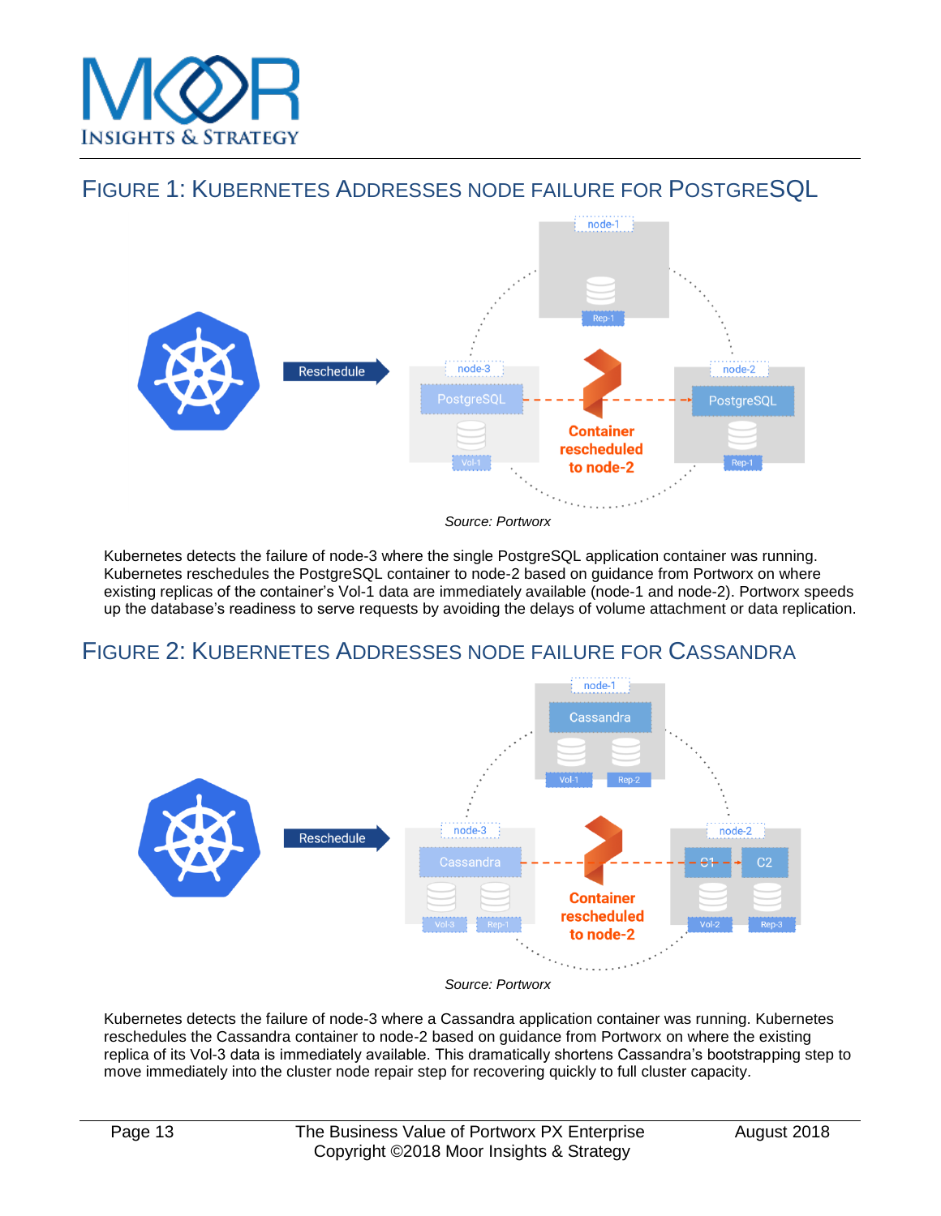## FIGURE 1: KUBERNETES ADDRESSES NODE FAILURE FOR POSTGRESQL

*Source: Portworx*

Kubernetes detects the failure of node-3 where the single PostgreSQL application container was running. Kubernetes reschedules the PostgreSQL container to node-2 based on guidance from Portworx on where existing replicas of the container's Vol-1 data are immediately available (node-1 and node-2). Portworx speeds up the database's readiness to serve requests by avoiding the delays of volume attachment or data replication.

## FIGURE 2: KUBERNETES ADDRESSES NODE FAILURE FOR CASSANDRA

*Source: Portworx*

Kubernetes detects the failure of node-3 where a Cassandra application container was running. Kubernetes reschedules the Cassandra container to node-2 based on guidance from Portworx on where the existing replica of its Vol-3 data is immediately available. This dramatically shortens Cassandra's bootstrapping step to move immediately into the cluster node repair step for recovering quickly to full cluster capacity.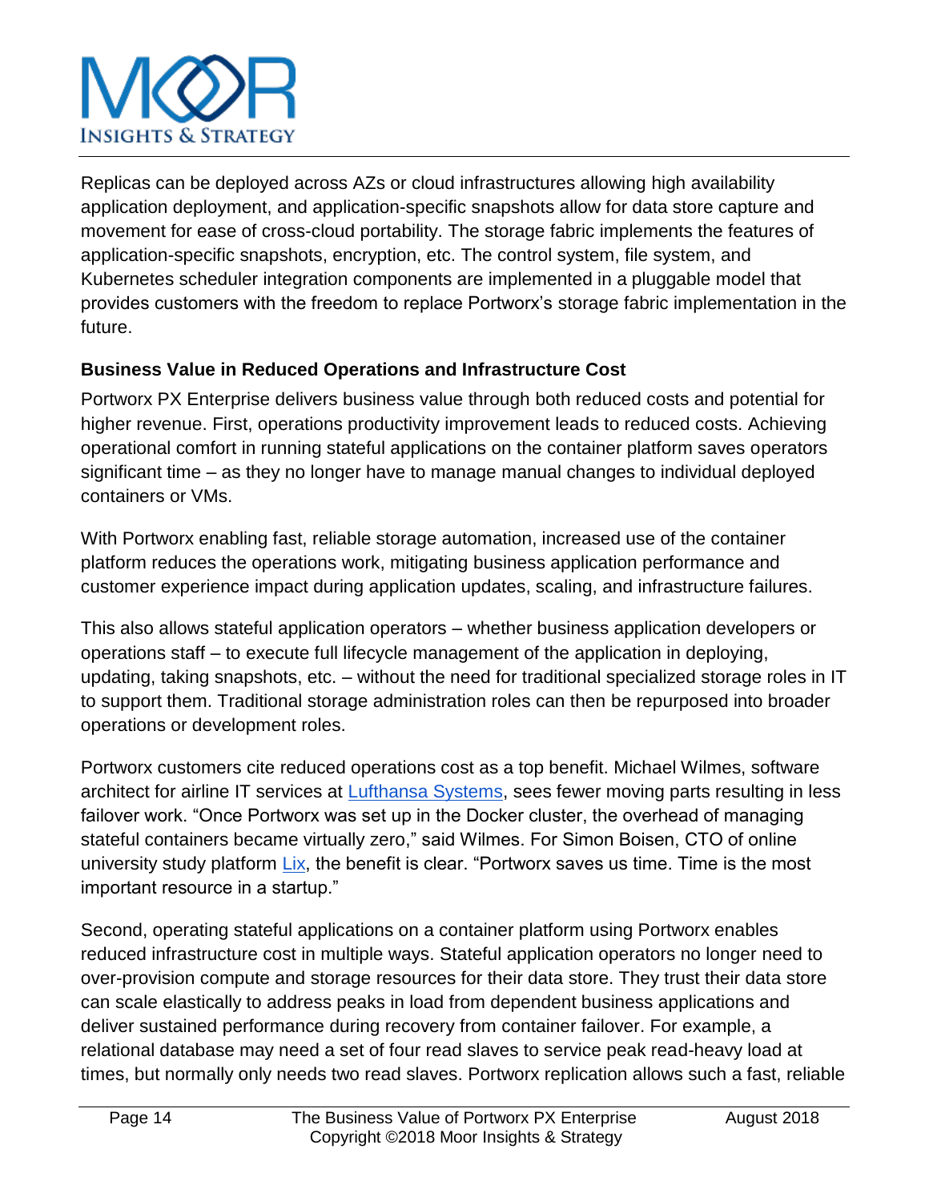Replicas can be deployed across AZs or cloud infrastructures allowing high availability application deployment, and application-specific snapshots allow for data store capture and movement for ease of cross-cloud portability. The storage fabric implements the features of application-specific snapshots, encryption, etc. The control system, file system, and Kubernetes scheduler integration components are implemented in a pluggable model that provides customers with the freedom to replace Portworx's storage fabric implementation in the future.

**Business Value in Reduced Operations and Infrastructure Cost**

Portworx PX Enterprise delivers business value through both reduced costs and potential for higher revenue. First, operations productivity improvement leads to reduced costs. Achieving operational comfort in running stateful applications on the container platform saves operators significant time – as they no longer have to manage manual changes to individual deployed containers or VMs.

With Portworx enabling fast, reliable storage automation, increased use of the container platform reduces the operations work, mitigating business application performance and customer experience impact during application updates, scaling, and infrastructure failures.

This also allows stateful application operators – whether business application developers or operations staff – to execute full lifecycle management of the application in deploying, updating, taking snapshots, etc. – without the need for traditional specialized storage roles in IT to support them. Traditional storage administration roles can then be repurposed into broader operations or development roles.

Portworx customers cite reduced operations cost as a top benefit. Michael Wilmes, software architect for airline IT services at Lufthansa Systems, sees fewer moving parts resulting in less failover work. "Once Portworx was set up in the Docker cluster, the overhead of managing stateful containers became virtually zero," said Wilmes. For Simon Boisen, CTO of online university study platform Lix, the benefit is clear. "Portworx saves us time. Time is the most important resource in a startup."

Second, operating stateful applications on a container platform using Portworx enables reduced infrastructure cost in multiple ways. Stateful application operators no longer need to over-provision compute and storage resources for their data store. They trust their data store can scale elastically to address peaks in load from dependent business applications and deliver sustained performance during recovery from container failover. For example, a relational database may need a set of four read slaves to service peak read-heavy load at times, but normally only needs two read slaves. Portworx replication allows such a fast, reliable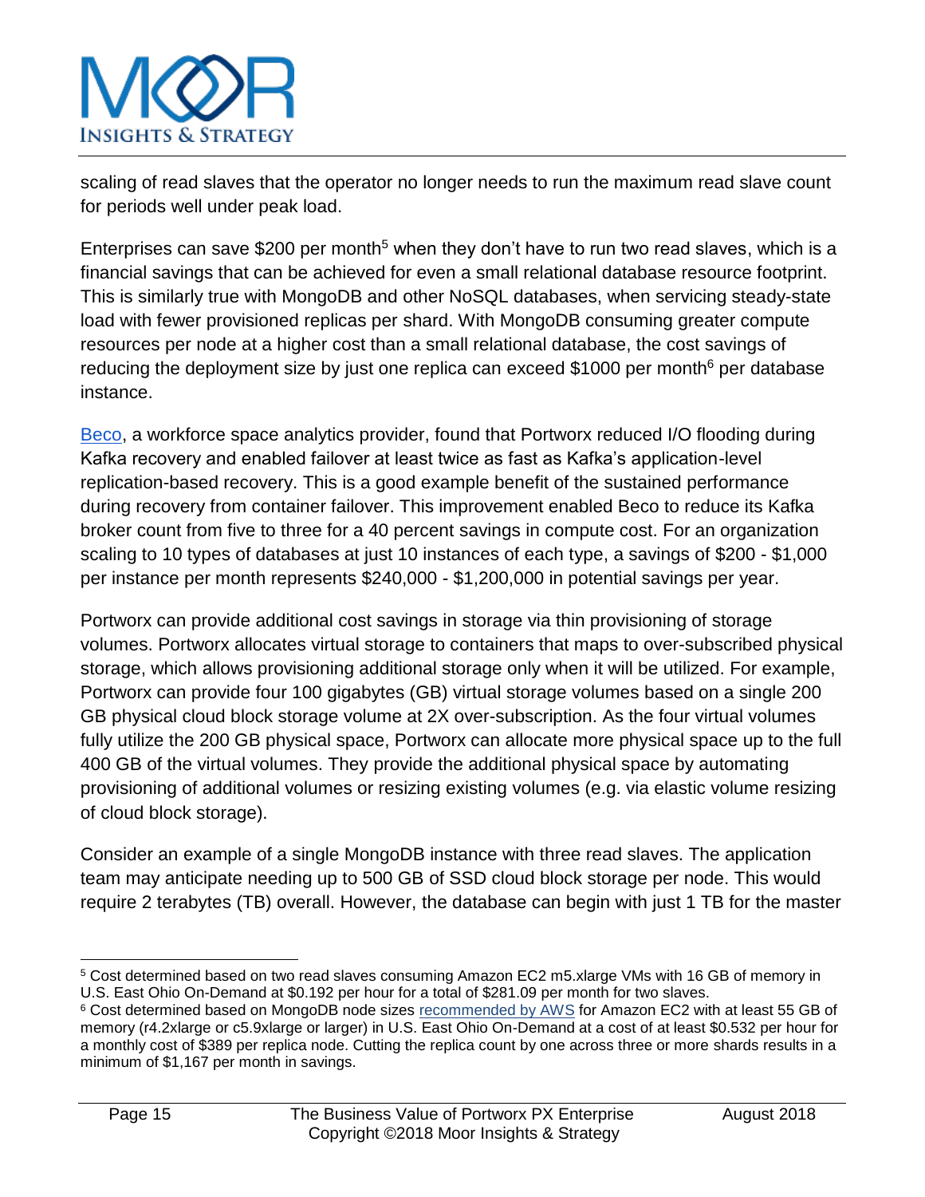scaling of read slaves that the operator no longer needs to run the maximum read slave count for periods well under peak load.

Enterprises can save $200 per month[5] when they don't have to run two read slaves, which is a financial savings that can be achieved for even a small relational database resource footprint. This is similarly true with MongoDB and other NoSQL databases, when servicing steady-state load with fewer provisioned replicas per shard. With MongoDB consuming greater compute resources per node at a higher cost than a small relational database, the cost savings of reducing the deployment size by just one replica can exceed $1000 per month[6] per database instance.

[Beco](), a workforce space analytics provider, found that Portworx reduced I/O flooding during Kafka recovery and enabled failover at least twice as fast as Kafka's application-level replication-based recovery. This is a good example benefit of the sustained performance during recovery from container failover. This improvement enabled Beco to reduce its Kafka broker count from five to three for a 40 percent savings in compute cost. For an organization scaling to 10 types of databases at just 10 instances of each type, a savings of $200 - $1,000 per instance per month represents $240,000 - $1,200,000 in potential savings per year.

Portworx can provide additional cost savings in storage via thin provisioning of storage volumes. Portworx allocates virtual storage to containers that maps to over-subscribed physical storage, which allows provisioning additional storage only when it will be utilized. For example, Portworx can provide four 100 gigabytes (GB) virtual storage volumes based on a single 200 GB physical cloud block storage volume at 2X over-subscription. As the four virtual volumes fully utilize the 200 GB physical space, Portworx can allocate more physical space up to the full 400 GB of the virtual volumes. They provide the additional physical space by automating provisioning of additional volumes or resizing existing volumes (e.g. via elastic volume resizing of cloud block storage).

Consider an example of a single MongoDB instance with three read slaves. The application team may anticipate needing up to 500 GB of SSD cloud block storage per node. This would require 2 terabytes (TB) overall. However, the database can begin with just 1 TB for the master

---

[5] Cost determined based on two read slaves consuming Amazon EC2 m5.xlarge VMs with 16 GB of memory in U.S. East Ohio On-Demand at $0.192 per hour for a total of $281.09 per month for two slaves.

[6] Cost determined based on MongoDB node sizes [recommended by AWS]() for Amazon EC2 with at least 55 GB of memory (r4.2xlarge or c5.9xlarge or larger) in U.S. East Ohio On-Demand at a cost of at least $0.532 per hour for a monthly cost of $389 per replica node. Cutting the replica count by one across three or more shards results in a minimum of $1,167 per month in savings.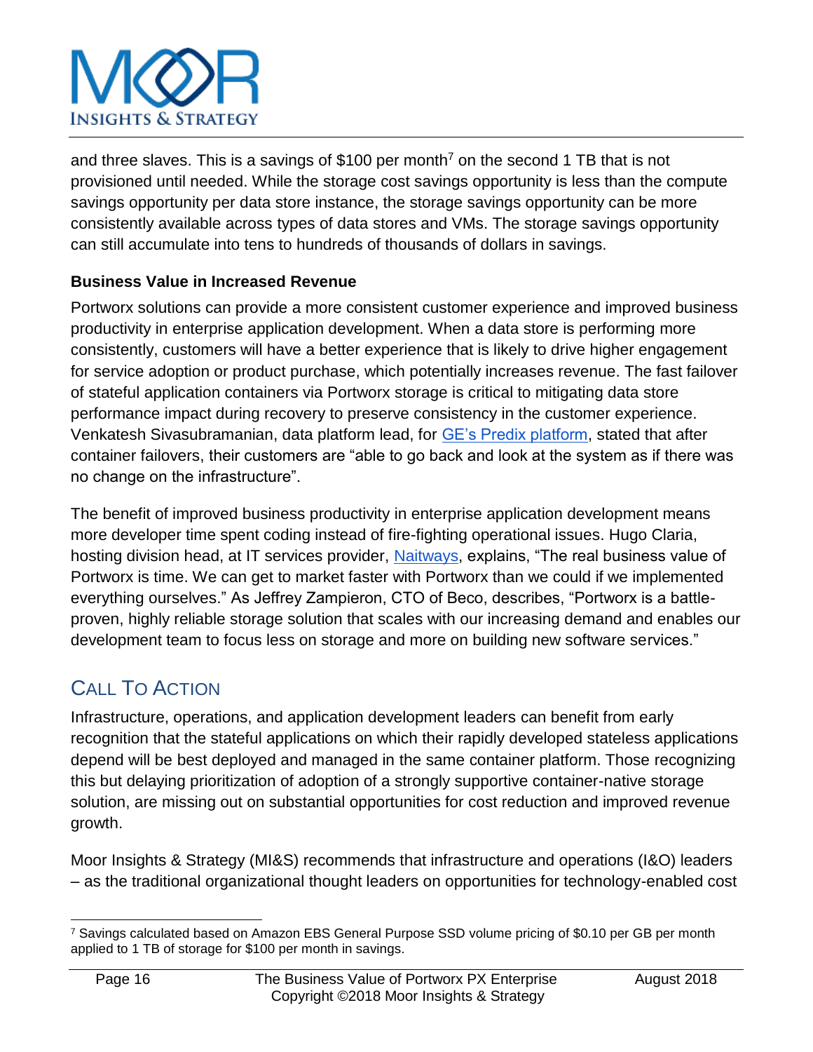and three slaves. This is a savings of $100 per month[7] on the second 1 TB that is not provisioned until needed. While the storage cost savings opportunity is less than the compute savings opportunity per data store instance, the storage savings opportunity can be more consistently available across types of data stores and VMs. The storage savings opportunity can still accumulate into tens to hundreds of thousands of dollars in savings.

**Business Value in Increased Revenue**

Portworx solutions can provide a more consistent customer experience and improved business productivity in enterprise application development. When a data store is performing more consistently, customers will have a better experience that is likely to drive higher engagement for service adoption or product purchase, which potentially increases revenue. The fast failover of stateful application containers via Portworx storage is critical to mitigating data store performance impact during recovery to preserve consistency in the customer experience. Venkatesh Sivasubramanian, data platform lead, for GE's Predix platform, stated that after container failovers, their customers are "able to go back and look at the system as if there was no change on the infrastructure".

The benefit of improved business productivity in enterprise application development means more developer time spent coding instead of fire-fighting operational issues. Hugo Claria, hosting division head, at IT services provider, Naitways, explains, "The real business value of Portworx is time. We can get to market faster with Portworx than we could if we implemented everything ourselves." As Jeffrey Zampieron, CTO of Beco, describes, "Portworx is a battle-proven, highly reliable storage solution that scales with our increasing demand and enables our development team to focus less on storage and more on building new software services."

## Call To Action

Infrastructure, operations, and application development leaders can benefit from early recognition that the stateful applications on which their rapidly developed stateless applications depend will be best deployed and managed in the same container platform. Those recognizing this but delaying prioritization of adoption of a strongly supportive container-native storage solution, are missing out on substantial opportunities for cost reduction and improved revenue growth.

Moor Insights & Strategy (MI&S) recommends that infrastructure and operations (I&O) leaders – as the traditional organizational thought leaders on opportunities for technology-enabled cost

[7] Savings calculated based on Amazon EBS General Purpose SSD volume pricing of $0.10 per GB per month applied to 1 TB of storage for $100 per month in savings.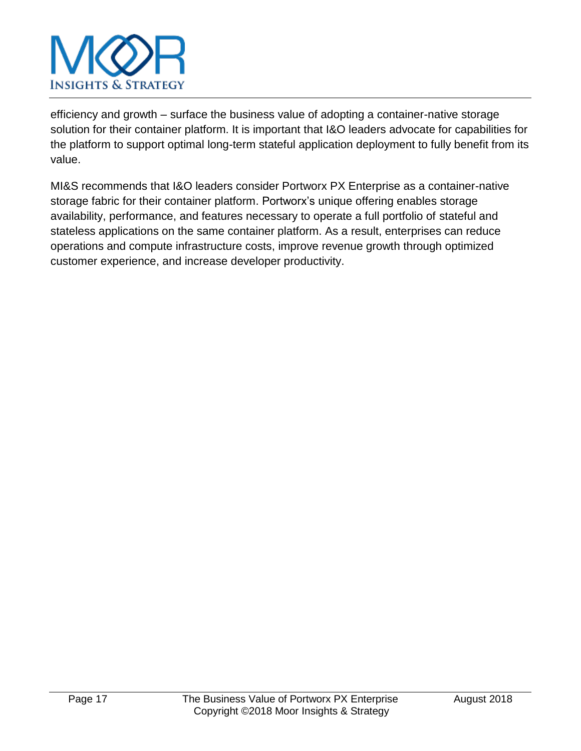efficiency and growth – surface the business value of adopting a container-native storage solution for their container platform. It is important that I&O leaders advocate for capabilities for the platform to support optimal long-term stateful application deployment to fully benefit from its value.

MI&S recommends that I&O leaders consider Portworx PX Enterprise as a container-native storage fabric for their container platform. Portworx's unique offering enables storage availability, performance, and features necessary to operate a full portfolio of stateful and stateless applications on the same container platform. As a result, enterprises can reduce operations and compute infrastructure costs, improve revenue growth through optimized customer experience, and increase developer productivity.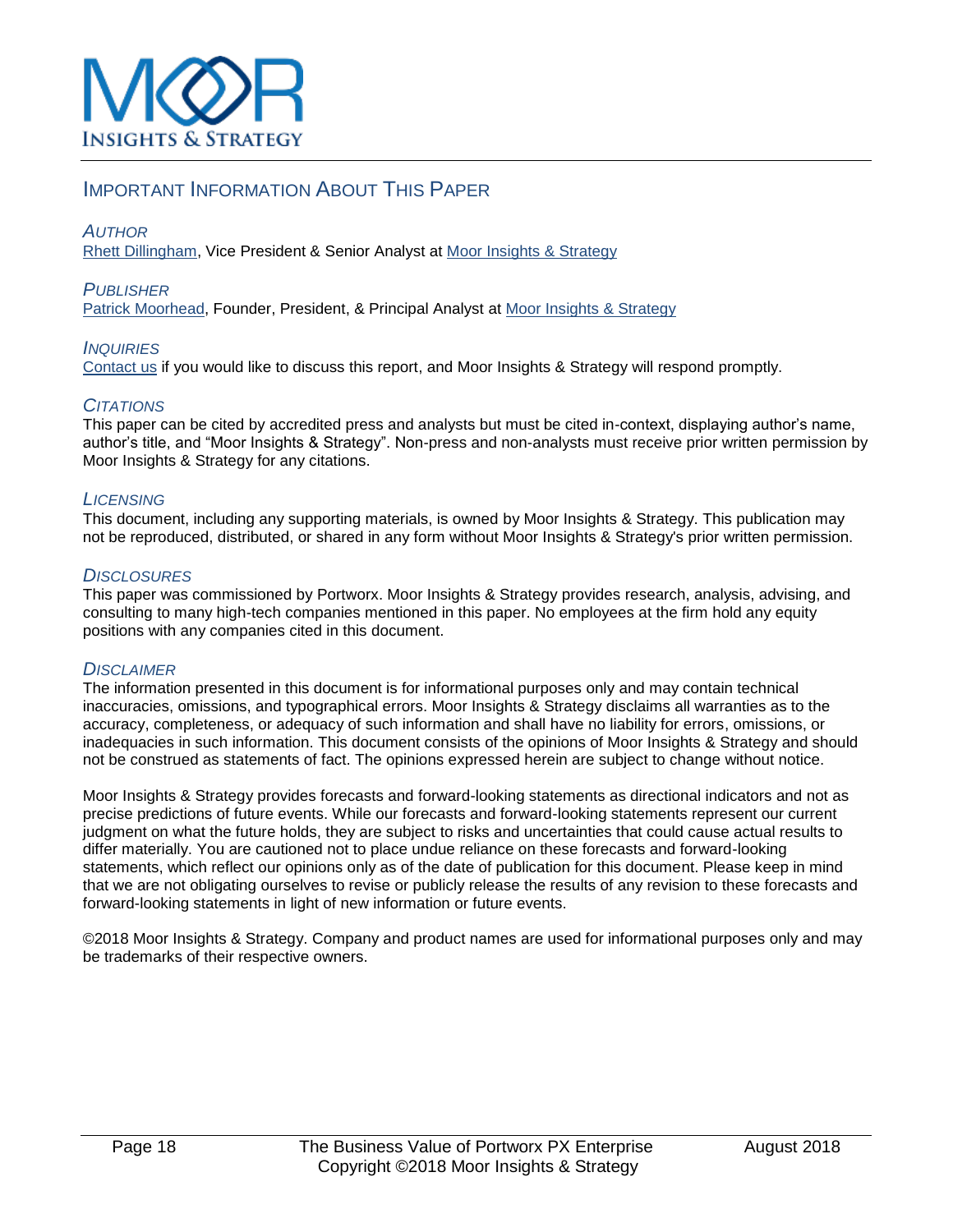## IMPORTANT INFORMATION ABOUT THIS PAPER

### *AUTHOR*

Rhett Dillingham, Vice President & Senior Analyst at Moor Insights & Strategy

### *PUBLISHER*

Patrick Moorhead, Founder, President, & Principal Analyst at Moor Insights & Strategy

### *INQUIRIES*

Contact us if you would like to discuss this report, and Moor Insights & Strategy will respond promptly.

### *CITATIONS*

This paper can be cited by accredited press and analysts but must be cited in-context, displaying author's name, author's title, and "Moor Insights & Strategy". Non-press and non-analysts must receive prior written permission by Moor Insights & Strategy for any citations.

### *LICENSING*

This document, including any supporting materials, is owned by Moor Insights & Strategy. This publication may not be reproduced, distributed, or shared in any form without Moor Insights & Strategy's prior written permission.

### *DISCLOSURES*

This paper was commissioned by Portworx. Moor Insights & Strategy provides research, analysis, advising, and consulting to many high-tech companies mentioned in this paper. No employees at the firm hold any equity positions with any companies cited in this document.

### *DISCLAIMER*

The information presented in this document is for informational purposes only and may contain technical inaccuracies, omissions, and typographical errors. Moor Insights & Strategy disclaims all warranties as to the accuracy, completeness, or adequacy of such information and shall have no liability for errors, omissions, or inadequacies in such information. This document consists of the opinions of Moor Insights & Strategy and should not be construed as statements of fact. The opinions expressed herein are subject to change without notice.

Moor Insights & Strategy provides forecasts and forward-looking statements as directional indicators and not as precise predictions of future events. While our forecasts and forward-looking statements represent our current judgment on what the future holds, they are subject to risks and uncertainties that could cause actual results to differ materially. You are cautioned not to place undue reliance on these forecasts and forward-looking statements, which reflect our opinions only as of the date of publication for this document. Please keep in mind that we are not obligating ourselves to revise or publicly release the results of any revision to these forecasts and forward-looking statements in light of new information or future events.

©2018 Moor Insights & Strategy. Company and product names are used for informational purposes only and may be trademarks of their respective owners.